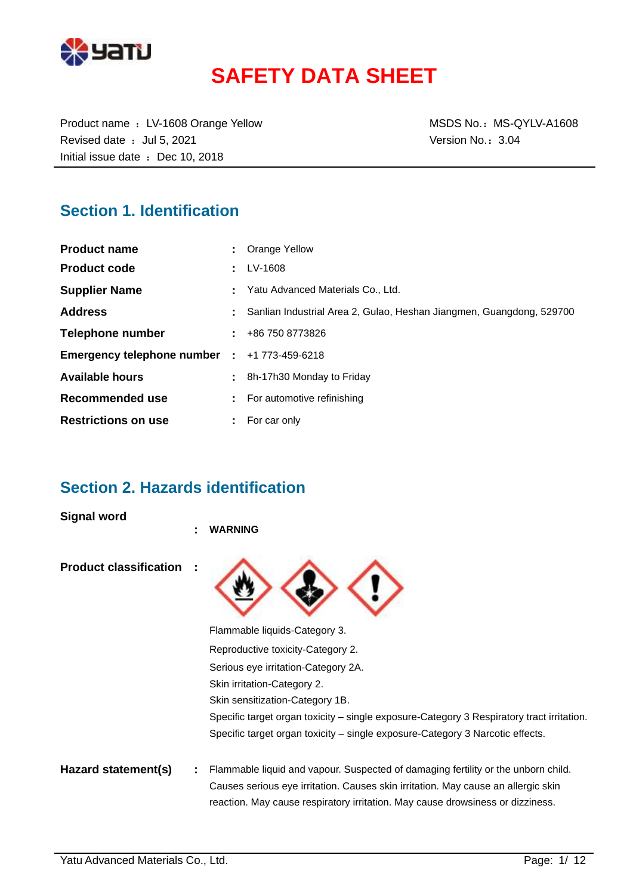# SAFETY DATA SHEET

Product name ： LV-1608 Orange Yellow
Revised date ： Jul 5, 2021
Initial issue date ： Dec 10, 2018

MSDS No.： MS-QYLV-A1608
Version No.： 3.04

## Section 1. Identification

| | | |
|---|---|---|
| **Product name** | : | Orange Yellow |
| **Product code** | : | LV-1608 |
| **Supplier Name** | : | Yatu Advanced Materials Co., Ltd. |
| **Address** | : | Sanlian Industrial Area 2, Gulao, Heshan Jiangmen, Guangdong, 529700 |
| **Telephone number** | : | +86 750 8773826 |
| **Emergency telephone number** | : | +1 773-459-6218 |
| **Available hours** | : | 8h-17h30 Monday to Friday |
| **Recommended use** | : | For automotive refinishing |
| **Restrictions on use** | : | For car only |

## Section 2. Hazards identification

**Signal word** : **WARNING**

**Product classification** :

Flammable liquids-Category 3.
Reproductive toxicity-Category 2.
Serious eye irritation-Category 2A.
Skin irritation-Category 2.
Skin sensitization-Category 1B.
Specific target organ toxicity – single exposure-Category 3 Respiratory tract irritation.
Specific target organ toxicity – single exposure-Category 3 Narcotic effects.

**Hazard statement(s)** : Flammable liquid and vapour. Suspected of damaging fertility or the unborn child. Causes serious eye irritation. Causes skin irritation. May cause an allergic skin reaction. May cause respiratory irritation. May cause drowsiness or dizziness.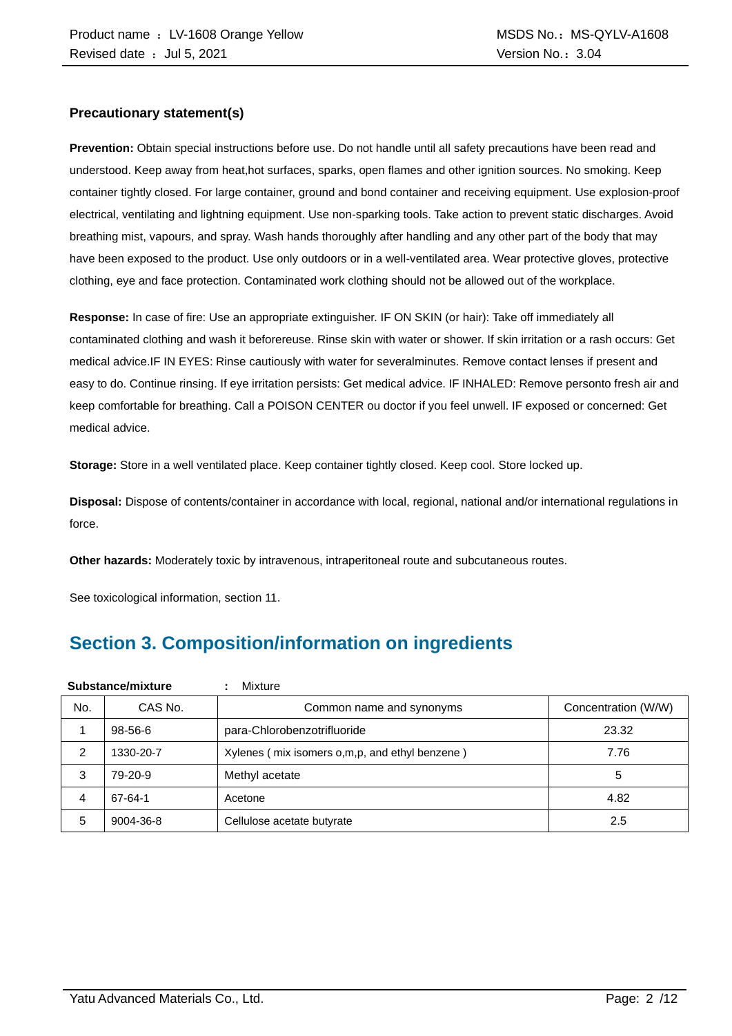### Precautionary statement(s)

**Prevention:** Obtain special instructions before use. Do not handle until all safety precautions have been read and understood. Keep away from heat,hot surfaces, sparks, open flames and other ignition sources. No smoking. Keep container tightly closed. For large container, ground and bond container and receiving equipment. Use explosion-proof electrical, ventilating and lightning equipment. Use non-sparking tools. Take action to prevent static discharges. Avoid breathing mist, vapours, and spray. Wash hands thoroughly after handling and any other part of the body that may have been exposed to the product. Use only outdoors or in a well-ventilated area. Wear protective gloves, protective clothing, eye and face protection. Contaminated work clothing should not be allowed out of the workplace.

**Response:** In case of fire: Use an appropriate extinguisher. IF ON SKIN (or hair): Take off immediately all contaminated clothing and wash it beforereuse. Rinse skin with water or shower. If skin irritation or a rash occurs: Get medical advice.IF IN EYES: Rinse cautiously with water for severalminutes. Remove contact lenses if present and easy to do. Continue rinsing. If eye irritation persists: Get medical advice. IF INHALED: Remove personto fresh air and keep comfortable for breathing. Call a POISON CENTER ou doctor if you feel unwell. IF exposed or concerned: Get medical advice.

**Storage:** Store in a well ventilated place. Keep container tightly closed. Keep cool. Store locked up.

**Disposal:** Dispose of contents/container in accordance with local, regional, national and/or international regulations in force.

**Other hazards:** Moderately toxic by intravenous, intraperitoneal route and subcutaneous routes.

See toxicological information, section 11.

## Section 3. Composition/information on ingredients

**Substance/mixture** : Mixture

| No. | CAS No. | Common name and synonyms | Concentration (W/W) |
|---|---|---|---|
| 1 | 98-56-6 | para-Chlorobenzotrifluoride | 23.32 |
| 2 | 1330-20-7 | Xylenes ( mix isomers o,m,p, and ethyl benzene ) | 7.76 |
| 3 | 79-20-9 | Methyl acetate | 5 |
| 4 | 67-64-1 | Acetone | 4.82 |
| 5 | 9004-36-8 | Cellulose acetate butyrate | 2.5 |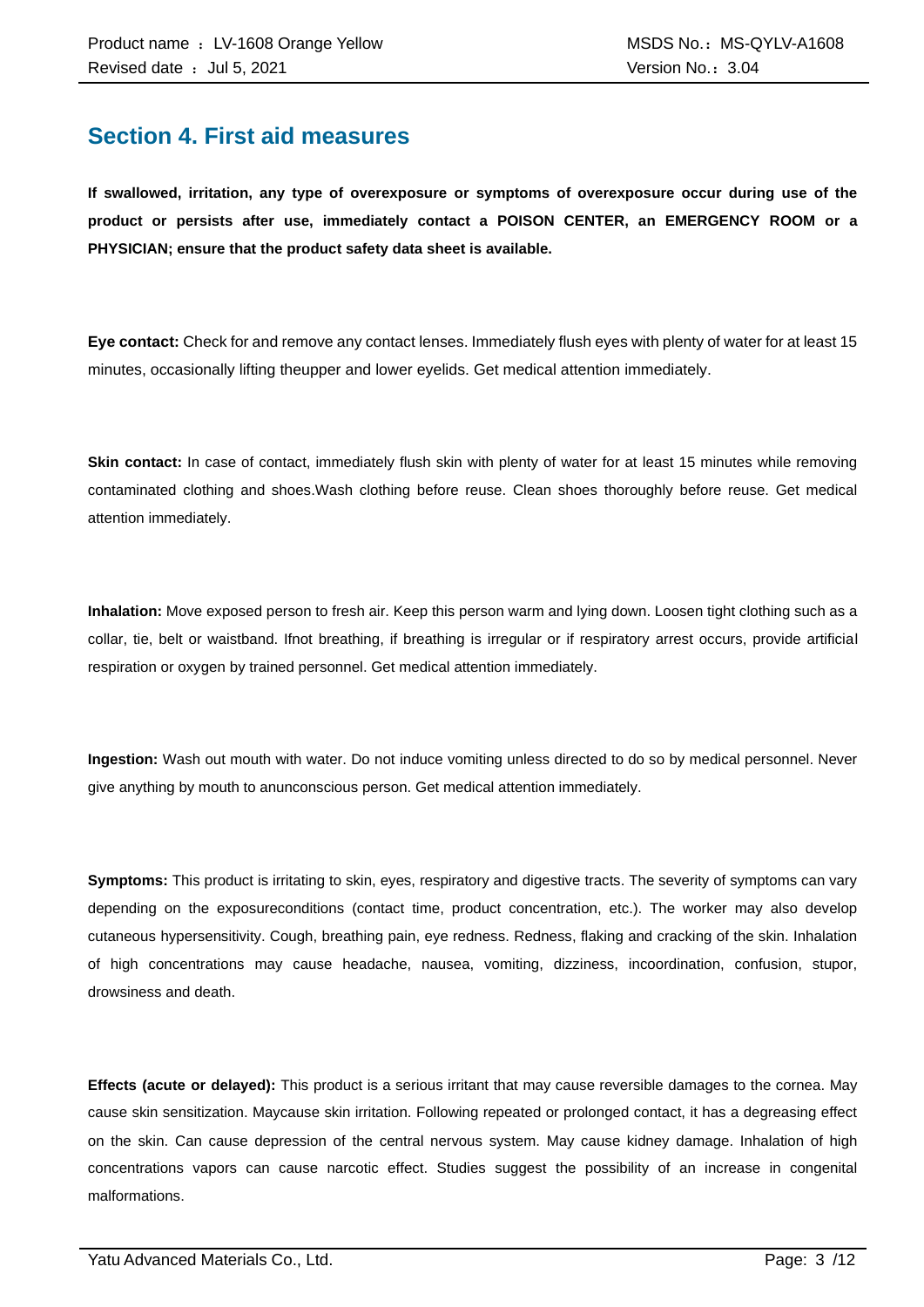## Section 4. First aid measures

**If swallowed, irritation, any type of overexposure or symptoms of overexposure occur during use of the product or persists after use, immediately contact a POISON CENTER, an EMERGENCY ROOM or a PHYSICIAN; ensure that the product safety data sheet is available.**

**Eye contact:** Check for and remove any contact lenses. Immediately flush eyes with plenty of water for at least 15 minutes, occasionally lifting theupper and lower eyelids. Get medical attention immediately.

**Skin contact:** In case of contact, immediately flush skin with plenty of water for at least 15 minutes while removing contaminated clothing and shoes.Wash clothing before reuse. Clean shoes thoroughly before reuse. Get medical attention immediately.

**Inhalation:** Move exposed person to fresh air. Keep this person warm and lying down. Loosen tight clothing such as a collar, tie, belt or waistband. Ifnot breathing, if breathing is irregular or if respiratory arrest occurs, provide artificial respiration or oxygen by trained personnel. Get medical attention immediately.

**Ingestion:** Wash out mouth with water. Do not induce vomiting unless directed to do so by medical personnel. Never give anything by mouth to anunconscious person. Get medical attention immediately.

**Symptoms:** This product is irritating to skin, eyes, respiratory and digestive tracts. The severity of symptoms can vary depending on the exposureconditions (contact time, product concentration, etc.). The worker may also develop cutaneous hypersensitivity. Cough, breathing pain, eye redness. Redness, flaking and cracking of the skin. Inhalation of high concentrations may cause headache, nausea, vomiting, dizziness, incoordination, confusion, stupor, drowsiness and death.

**Effects (acute or delayed):** This product is a serious irritant that may cause reversible damages to the cornea. May cause skin sensitization. Maycause skin irritation. Following repeated or prolonged contact, it has a degreasing effect on the skin. Can cause depression of the central nervous system. May cause kidney damage. Inhalation of high concentrations vapors can cause narcotic effect. Studies suggest the possibility of an increase in congenital malformations.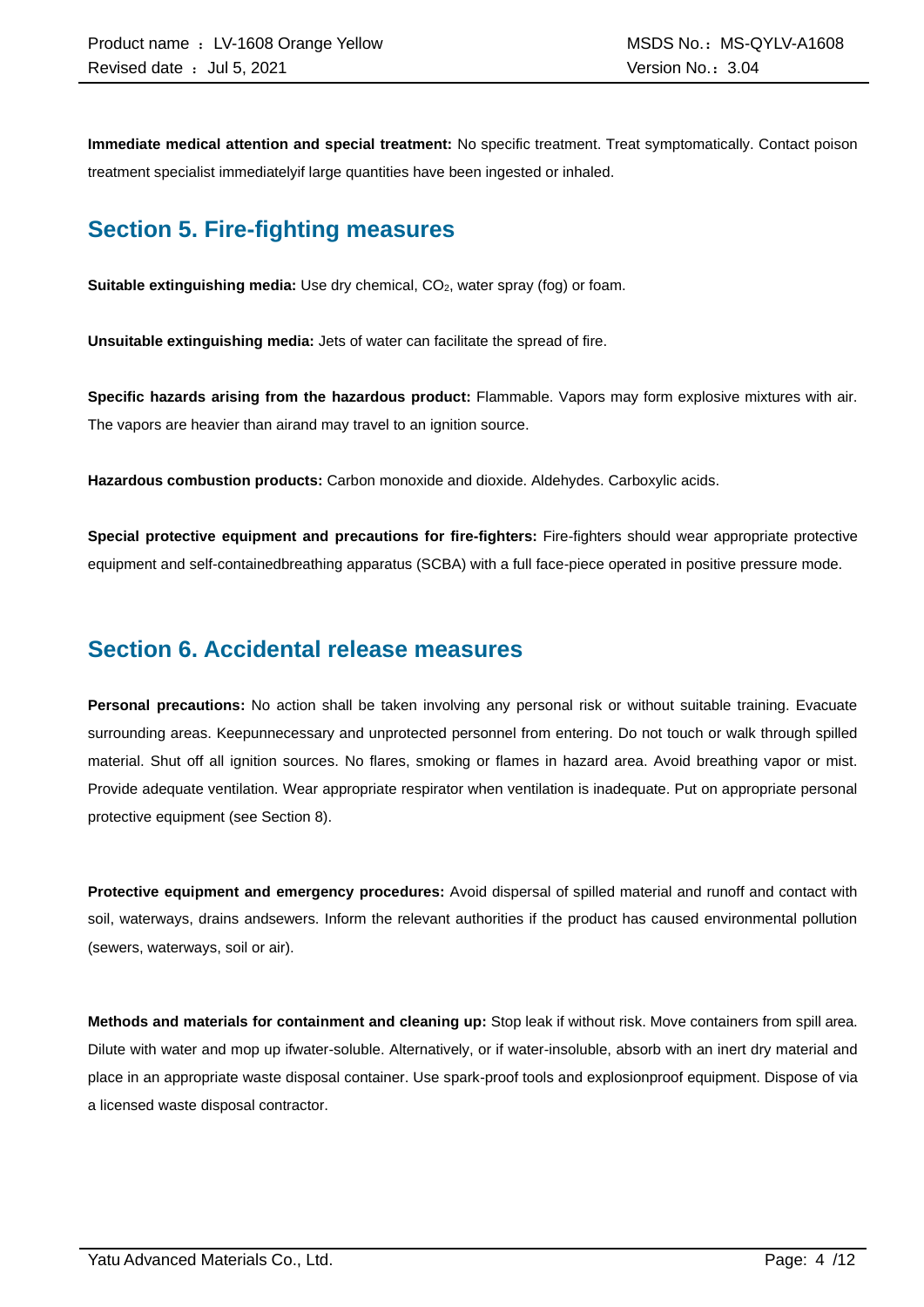**Immediate medical attention and special treatment:** No specific treatment. Treat symptomatically. Contact poison treatment specialist immediatelyif large quantities have been ingested or inhaled.

## Section 5. Fire-fighting measures

**Suitable extinguishing media:** Use dry chemical, $CO_2$, water spray (fog) or foam.

**Unsuitable extinguishing media:** Jets of water can facilitate the spread of fire.

**Specific hazards arising from the hazardous product:** Flammable. Vapors may form explosive mixtures with air. The vapors are heavier than airand may travel to an ignition source.

**Hazardous combustion products:** Carbon monoxide and dioxide. Aldehydes. Carboxylic acids.

**Special protective equipment and precautions for fire-fighters:** Fire-fighters should wear appropriate protective equipment and self-containedbreathing apparatus (SCBA) with a full face-piece operated in positive pressure mode.

## Section 6. Accidental release measures

**Personal precautions:** No action shall be taken involving any personal risk or without suitable training. Evacuate surrounding areas. Keepunnecessary and unprotected personnel from entering. Do not touch or walk through spilled material. Shut off all ignition sources. No flares, smoking or flames in hazard area. Avoid breathing vapor or mist. Provide adequate ventilation. Wear appropriate respirator when ventilation is inadequate. Put on appropriate personal protective equipment (see Section 8).

**Protective equipment and emergency procedures:** Avoid dispersal of spilled material and runoff and contact with soil, waterways, drains andsewers. Inform the relevant authorities if the product has caused environmental pollution (sewers, waterways, soil or air).

**Methods and materials for containment and cleaning up:** Stop leak if without risk. Move containers from spill area. Dilute with water and mop up ifwater-soluble. Alternatively, or if water-insoluble, absorb with an inert dry material and place in an appropriate waste disposal container. Use spark-proof tools and explosionproof equipment. Dispose of via a licensed waste disposal contractor.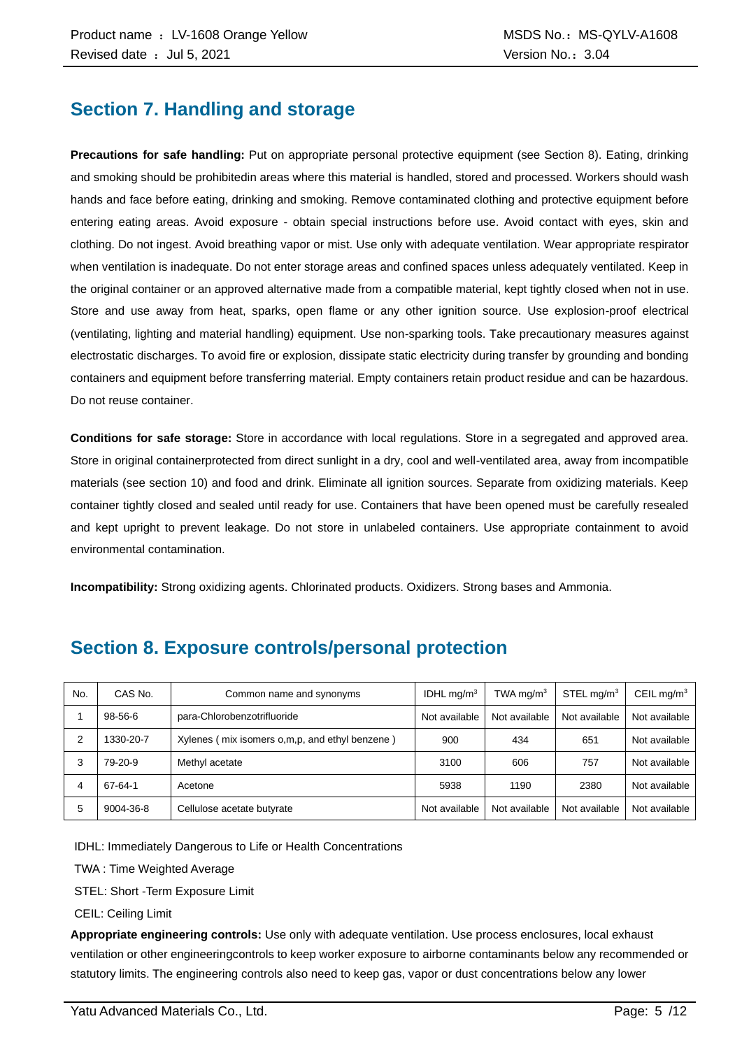## Section 7. Handling and storage

**Precautions for safe handling:** Put on appropriate personal protective equipment (see Section 8). Eating, drinking and smoking should be prohibitedin areas where this material is handled, stored and processed. Workers should wash hands and face before eating, drinking and smoking. Remove contaminated clothing and protective equipment before entering eating areas. Avoid exposure - obtain special instructions before use. Avoid contact with eyes, skin and clothing. Do not ingest. Avoid breathing vapor or mist. Use only with adequate ventilation. Wear appropriate respirator when ventilation is inadequate. Do not enter storage areas and confined spaces unless adequately ventilated. Keep in the original container or an approved alternative made from a compatible material, kept tightly closed when not in use. Store and use away from heat, sparks, open flame or any other ignition source. Use explosion-proof electrical (ventilating, lighting and material handling) equipment. Use non-sparking tools. Take precautionary measures against electrostatic discharges. To avoid fire or explosion, dissipate static electricity during transfer by grounding and bonding containers and equipment before transferring material. Empty containers retain product residue and can be hazardous. Do not reuse container.

**Conditions for safe storage:** Store in accordance with local regulations. Store in a segregated and approved area. Store in original containerprotected from direct sunlight in a dry, cool and well-ventilated area, away from incompatible materials (see section 10) and food and drink. Eliminate all ignition sources. Separate from oxidizing materials. Keep container tightly closed and sealed until ready for use. Containers that have been opened must be carefully resealed and kept upright to prevent leakage. Do not store in unlabeled containers. Use appropriate containment to avoid environmental contamination.

**Incompatibility:** Strong oxidizing agents. Chlorinated products. Oxidizers. Strong bases and Ammonia.

## Section 8. Exposure controls/personal protection

| No. | CAS No. | Common name and synonyms | IDHL mg/m$^3$ | TWA mg/m$^3$ | STEL mg/m$^3$ | CEIL mg/m$^3$ |
|---|---|---|---|---|---|---|
| 1 | 98-56-6 | para-Chlorobenzotrifluoride | Not available | Not available | Not available | Not available |
| 2 | 1330-20-7 | Xylenes ( mix isomers o,m,p, and ethyl benzene ) | 900 | 434 | 651 | Not available |
| 3 | 79-20-9 | Methyl acetate | 3100 | 606 | 757 | Not available |
| 4 | 67-64-1 | Acetone | 5938 | 1190 | 2380 | Not available |
| 5 | 9004-36-8 | Cellulose acetate butyrate | Not available | Not available | Not available | Not available |

IDHL: Immediately Dangerous to Life or Health Concentrations

TWA : Time Weighted Average

STEL: Short -Term Exposure Limit

CEIL: Ceiling Limit

**Appropriate engineering controls:** Use only with adequate ventilation. Use process enclosures, local exhaust ventilation or other engineeringcontrols to keep worker exposure to airborne contaminants below any recommended or statutory limits. The engineering controls also need to keep gas, vapor or dust concentrations below any lower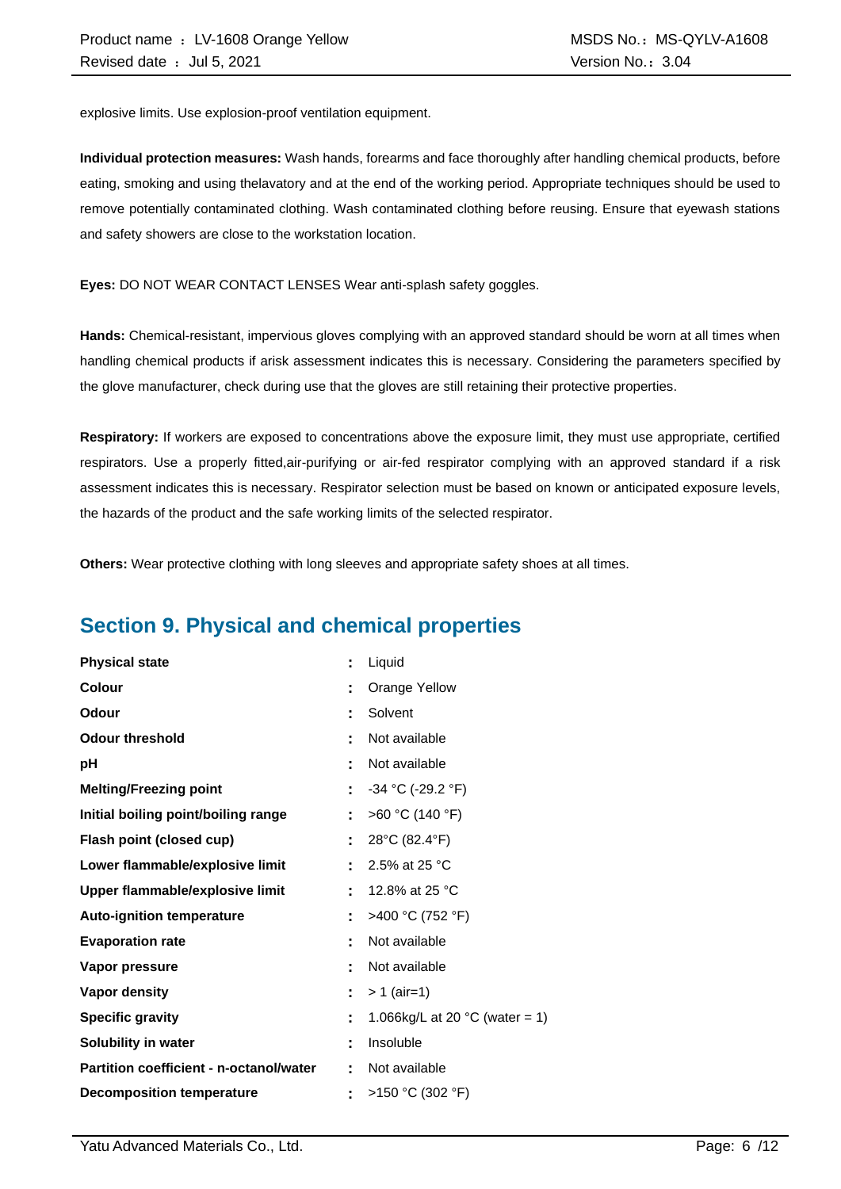explosive limits. Use explosion-proof ventilation equipment.

**Individual protection measures:** Wash hands, forearms and face thoroughly after handling chemical products, before eating, smoking and using thelavatory and at the end of the working period. Appropriate techniques should be used to remove potentially contaminated clothing. Wash contaminated clothing before reusing. Ensure that eyewash stations and safety showers are close to the workstation location.

**Eyes:** DO NOT WEAR CONTACT LENSES Wear anti-splash safety goggles.

**Hands:** Chemical-resistant, impervious gloves complying with an approved standard should be worn at all times when handling chemical products if arisk assessment indicates this is necessary. Considering the parameters specified by the glove manufacturer, check during use that the gloves are still retaining their protective properties.

**Respiratory:** If workers are exposed to concentrations above the exposure limit, they must use appropriate, certified respirators. Use a properly fitted,air-purifying or air-fed respirator complying with an approved standard if a risk assessment indicates this is necessary. Respirator selection must be based on known or anticipated exposure levels, the hazards of the product and the safe working limits of the selected respirator.

**Others:** Wear protective clothing with long sleeves and appropriate safety shoes at all times.

## Section 9. Physical and chemical properties

| | | |
|---|---|---|
| **Physical state** | : | Liquid |
| **Colour** | : | Orange Yellow |
| **Odour** | : | Solvent |
| **Odour threshold** | : | Not available |
| **pH** | : | Not available |
| **Melting/Freezing point** | : | -34 °C (-29.2 °F) |
| **Initial boiling point/boiling range** | : | >60 °C (140 °F) |
| **Flash point (closed cup)** | : | 28°C (82.4°F) |
| **Lower flammable/explosive limit** | : | 2.5% at 25 °C |
| **Upper flammable/explosive limit** | : | 12.8% at 25 °C |
| **Auto-ignition temperature** | : | >400 °C (752 °F) |
| **Evaporation rate** | : | Not available |
| **Vapor pressure** | : | Not available |
| **Vapor density** | : | > 1 (air=1) |
| **Specific gravity** | : | 1.066kg/L at 20 °C (water = 1) |
| **Solubility in water** | : | Insoluble |
| **Partition coefficient - n-octanol/water** | : | Not available |
| **Decomposition temperature** | : | >150 °C (302 °F) |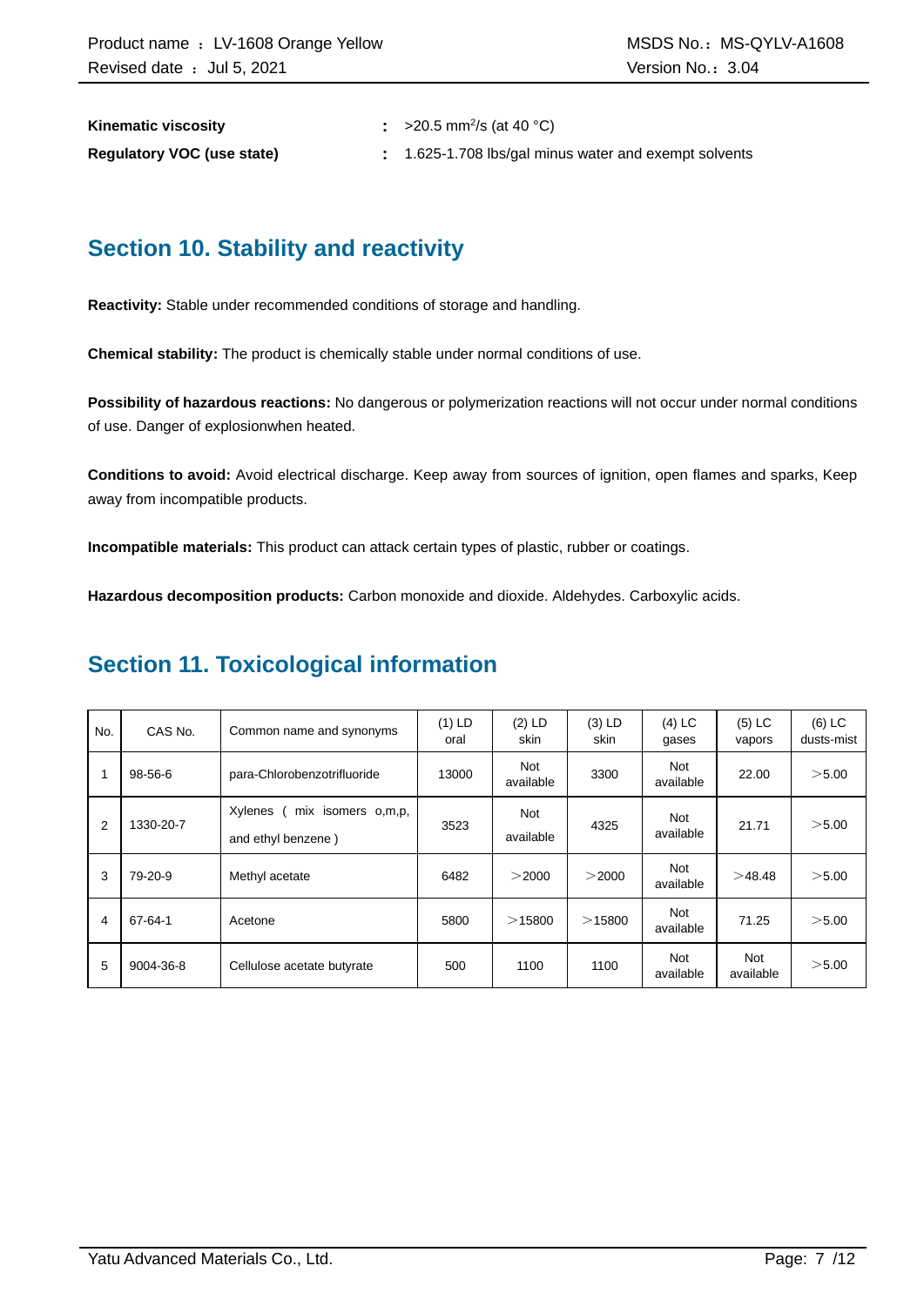**Kinematic viscosity** : >20.5 $mm^2/s$ (at 40 °C)

**Regulatory VOC (use state)** : 1.625-1.708 lbs/gal minus water and exempt solvents

## Section 10. Stability and reactivity

**Reactivity:** Stable under recommended conditions of storage and handling.

**Chemical stability:** The product is chemically stable under normal conditions of use.

**Possibility of hazardous reactions:** No dangerous or polymerization reactions will not occur under normal conditions of use. Danger of explosionwhen heated.

**Conditions to avoid:** Avoid electrical discharge. Keep away from sources of ignition, open flames and sparks, Keep away from incompatible products.

**Incompatible materials:** This product can attack certain types of plastic, rubber or coatings.

**Hazardous decomposition products:** Carbon monoxide and dioxide. Aldehydes. Carboxylic acids.

## Section 11. Toxicological information

| No. | CAS No. | Common name and synonyms | (1) LD oral | (2) LD skin | (3) LD skin | (4) LC gases | (5) LC vapors | (6) LC dusts-mist |
|---|---|---|---|---|---|---|---|---|
| 1 | 98-56-6 | para-Chlorobenzotrifluoride | 13000 | Not available | 3300 | Not available | 22.00 | ＞5.00 |
| 2 | 1330-20-7 | Xylenes ( mix isomers o,m,p, and ethyl benzene ) | 3523 | Not available | 4325 | Not available | 21.71 | ＞5.00 |
| 3 | 79-20-9 | Methyl acetate | 6482 | ＞2000 | ＞2000 | Not available | ＞48.48 | ＞5.00 |
| 4 | 67-64-1 | Acetone | 5800 | ＞15800 | ＞15800 | Not available | 71.25 | ＞5.00 |
| 5 | 9004-36-8 | Cellulose acetate butyrate | 500 | 1100 | 1100 | Not available | Not available | ＞5.00 |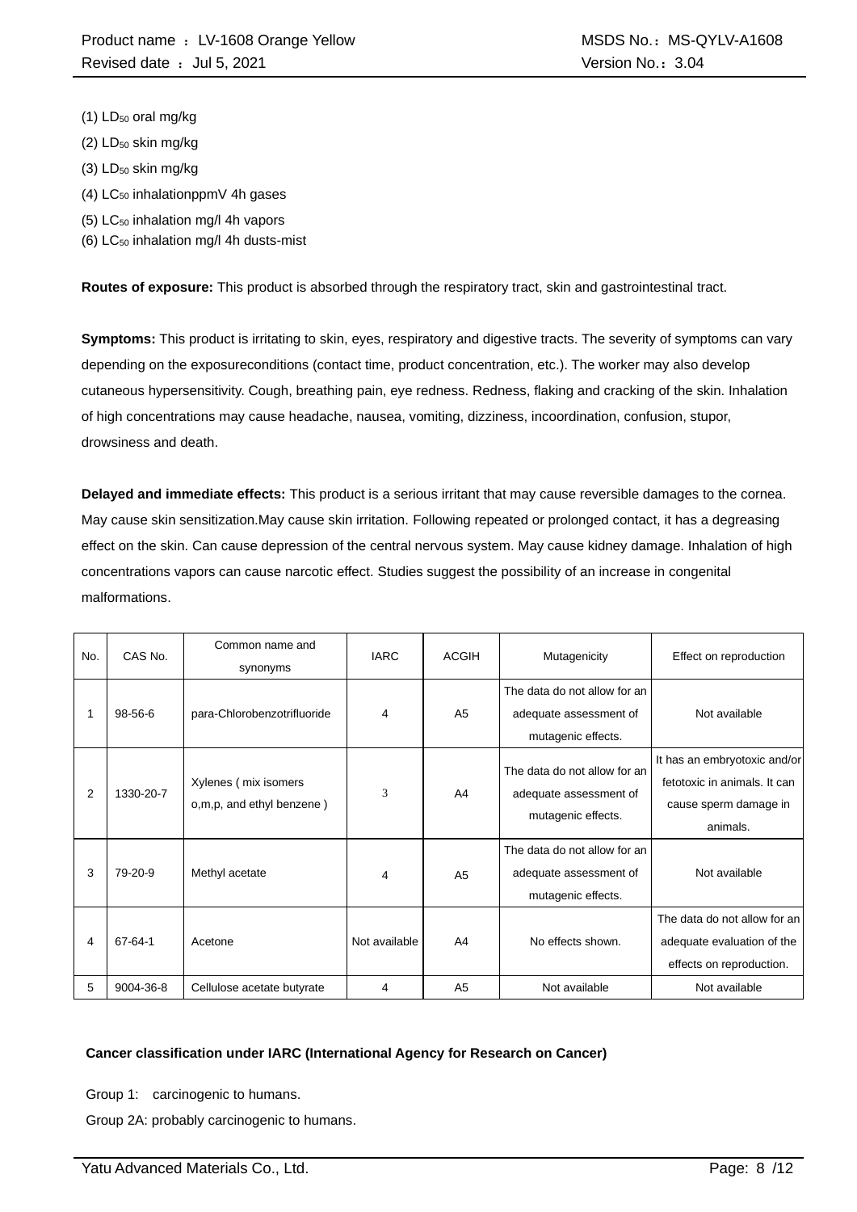(1) $LD_{50}$ oral mg/kg

(2) $LD_{50}$ skin mg/kg

(3) $LD_{50}$ skin mg/kg

(4) $LC_{50}$ inhalationppmV 4h gases

(5) $LC_{50}$ inhalation mg/l 4h vapors

(6) $LC_{50}$ inhalation mg/l 4h dusts-mist

**Routes of exposure:** This product is absorbed through the respiratory tract, skin and gastrointestinal tract.

**Symptoms:** This product is irritating to skin, eyes, respiratory and digestive tracts. The severity of symptoms can vary depending on the exposureconditions (contact time, product concentration, etc.). The worker may also develop cutaneous hypersensitivity. Cough, breathing pain, eye redness. Redness, flaking and cracking of the skin. Inhalation of high concentrations may cause headache, nausea, vomiting, dizziness, incoordination, confusion, stupor, drowsiness and death.

**Delayed and immediate effects:** This product is a serious irritant that may cause reversible damages to the cornea. May cause skin sensitization.May cause skin irritation. Following repeated or prolonged contact, it has a degreasing effect on the skin. Can cause depression of the central nervous system. May cause kidney damage. Inhalation of high concentrations vapors can cause narcotic effect. Studies suggest the possibility of an increase in congenital malformations.

| No. | CAS No. | Common name and synonyms | IARC | ACGIH | Mutagenicity | Effect on reproduction |
|---|---|---|---|---|---|---|
| 1 | 98-56-6 | para-Chlorobenzotrifluoride | 4 | A5 | The data do not allow for an adequate assessment of mutagenic effects. | Not available |
| 2 | 1330-20-7 | Xylenes ( mix isomers o,m,p, and ethyl benzene ) | 3 | A4 | The data do not allow for an adequate assessment of mutagenic effects. | It has an embryotoxic and/or fetotoxic in animals. It can cause sperm damage in animals. |
| 3 | 79-20-9 | Methyl acetate | 4 | A5 | The data do not allow for an adequate assessment of mutagenic effects. | Not available |
| 4 | 67-64-1 | Acetone | Not available | A4 | No effects shown. | The data do not allow for an adequate evaluation of the effects on reproduction. |
| 5 | 9004-36-8 | Cellulose acetate butyrate | 4 | A5 | Not available | Not available |

**Cancer classification under IARC (International Agency for Research on Cancer)**

Group 1: carcinogenic to humans.

Group 2A: probably carcinogenic to humans.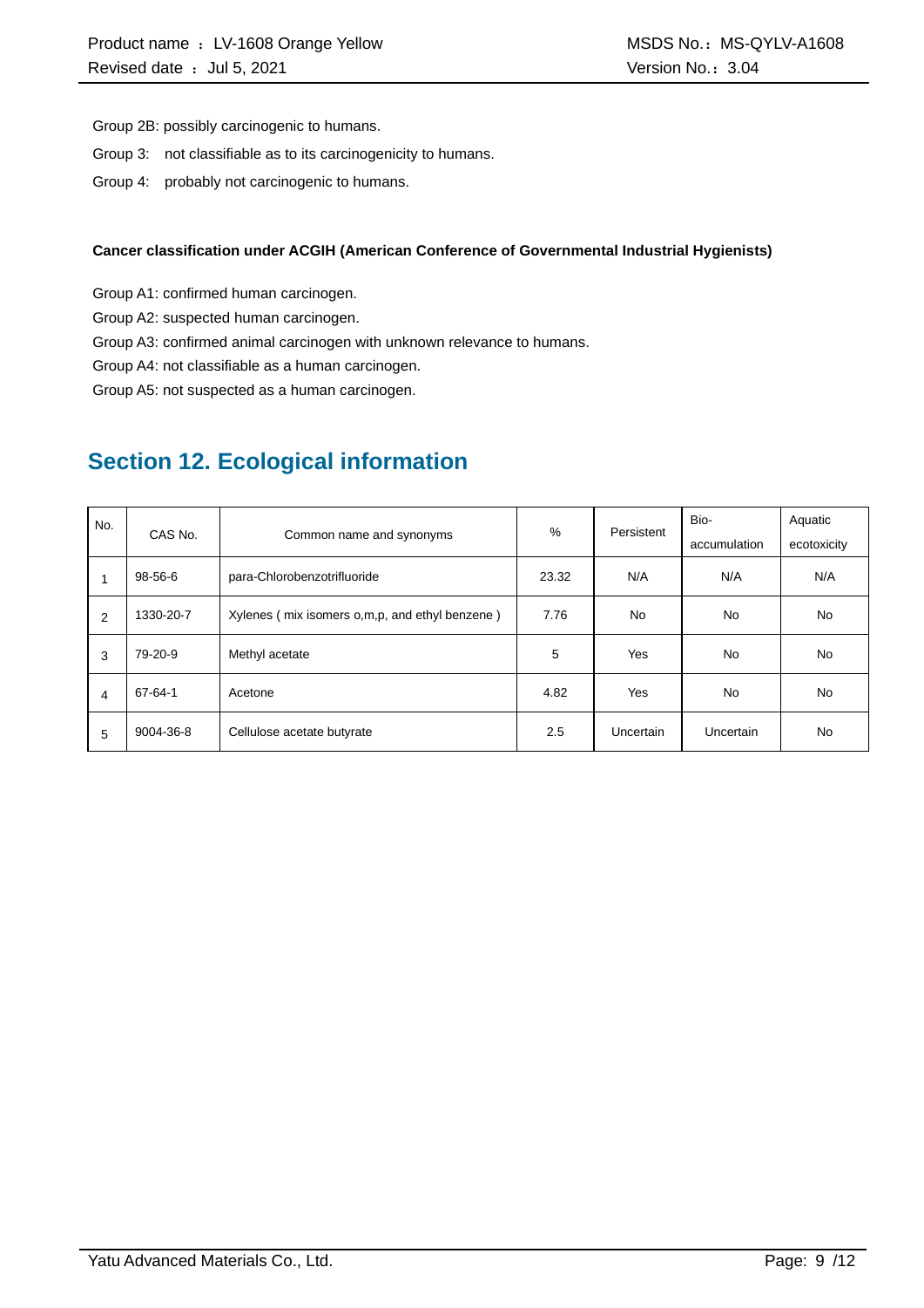Group 2B: possibly carcinogenic to humans.

Group 3: not classifiable as to its carcinogenicity to humans.

Group 4: probably not carcinogenic to humans.

**Cancer classification under ACGIH (American Conference of Governmental Industrial Hygienists)**

Group A1: confirmed human carcinogen.

Group A2: suspected human carcinogen.

Group A3: confirmed animal carcinogen with unknown relevance to humans.

Group A4: not classifiable as a human carcinogen.

Group A5: not suspected as a human carcinogen.

## Section 12. Ecological information

| No. | CAS No. | Common name and synonyms | % | Persistent | Bio-accumulation | Aquatic ecotoxicity |
|---|---|---|---|---|---|---|
| 1 | 98-56-6 | para-Chlorobenzotrifluoride | 23.32 | N/A | N/A | N/A |
| 2 | 1330-20-7 | Xylenes ( mix isomers o,m,p, and ethyl benzene ) | 7.76 | No | No | No |
| 3 | 79-20-9 | Methyl acetate | 5 | Yes | No | No |
| 4 | 67-64-1 | Acetone | 4.82 | Yes | No | No |
| 5 | 9004-36-8 | Cellulose acetate butyrate | 2.5 | Uncertain | Uncertain | No |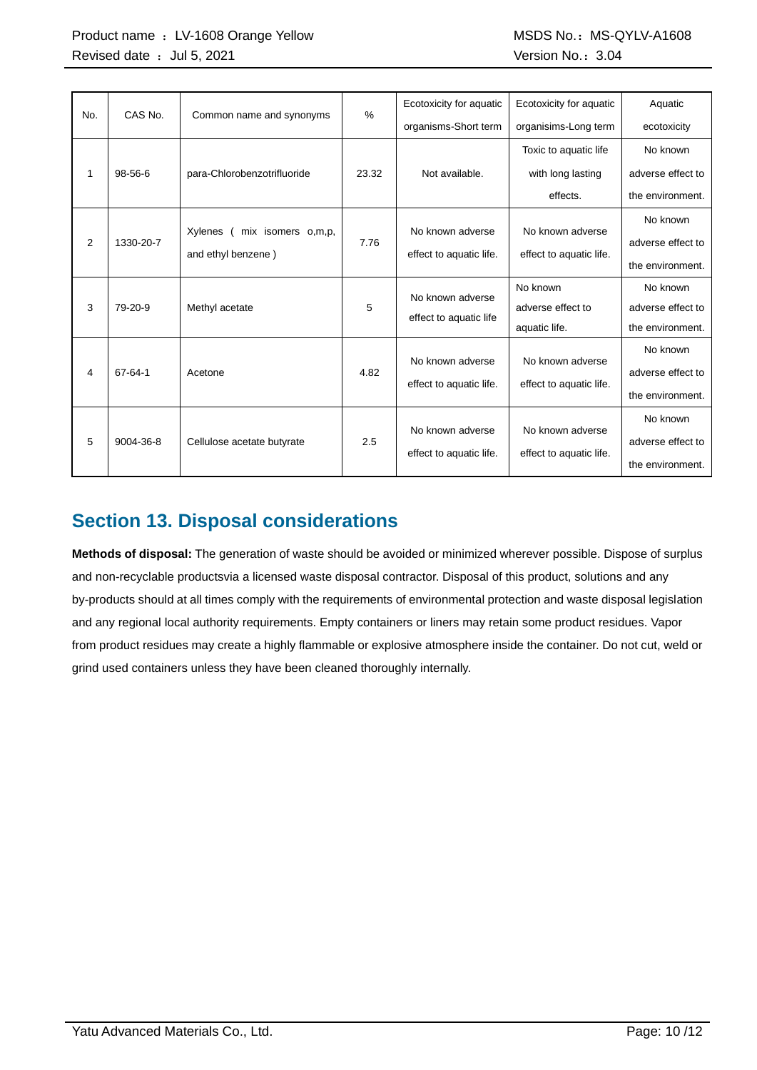| No. | CAS No. | Common name and synonyms | % | Ecotoxicity for aquatic organisms-Short term | Ecotoxicity for aquatic organisims-Long term | Aquatic ecotoxicity |
|---|---|---|---|---|---|---|
| 1 | 98-56-6 | para-Chlorobenzotrifluoride | 23.32 | Not available. | Toxic to aquatic life with long lasting effects. | No known adverse effect to the environment. |
| 2 | 1330-20-7 | Xylenes ( mix isomers o,m,p, and ethyl benzene ) | 7.76 | No known adverse effect to aquatic life. | No known adverse effect to aquatic life. | No known adverse effect to the environment. |
| 3 | 79-20-9 | Methyl acetate | 5 | No known adverse effect to aquatic life | No known adverse effect to aquatic life. | No known adverse effect to the environment. |
| 4 | 67-64-1 | Acetone | 4.82 | No known adverse effect to aquatic life. | No known adverse effect to aquatic life. | No known adverse effect to the environment. |
| 5 | 9004-36-8 | Cellulose acetate butyrate | 2.5 | No known adverse effect to aquatic life. | No known adverse effect to aquatic life. | No known adverse effect to the environment. |

## Section 13. Disposal considerations

**Methods of disposal:** The generation of waste should be avoided or minimized wherever possible. Dispose of surplus and non-recyclable productsvia a licensed waste disposal contractor. Disposal of this product, solutions and any by-products should at all times comply with the requirements of environmental protection and waste disposal legislation and any regional local authority requirements. Empty containers or liners may retain some product residues. Vapor from product residues may create a highly flammable or explosive atmosphere inside the container. Do not cut, weld or grind used containers unless they have been cleaned thoroughly internally.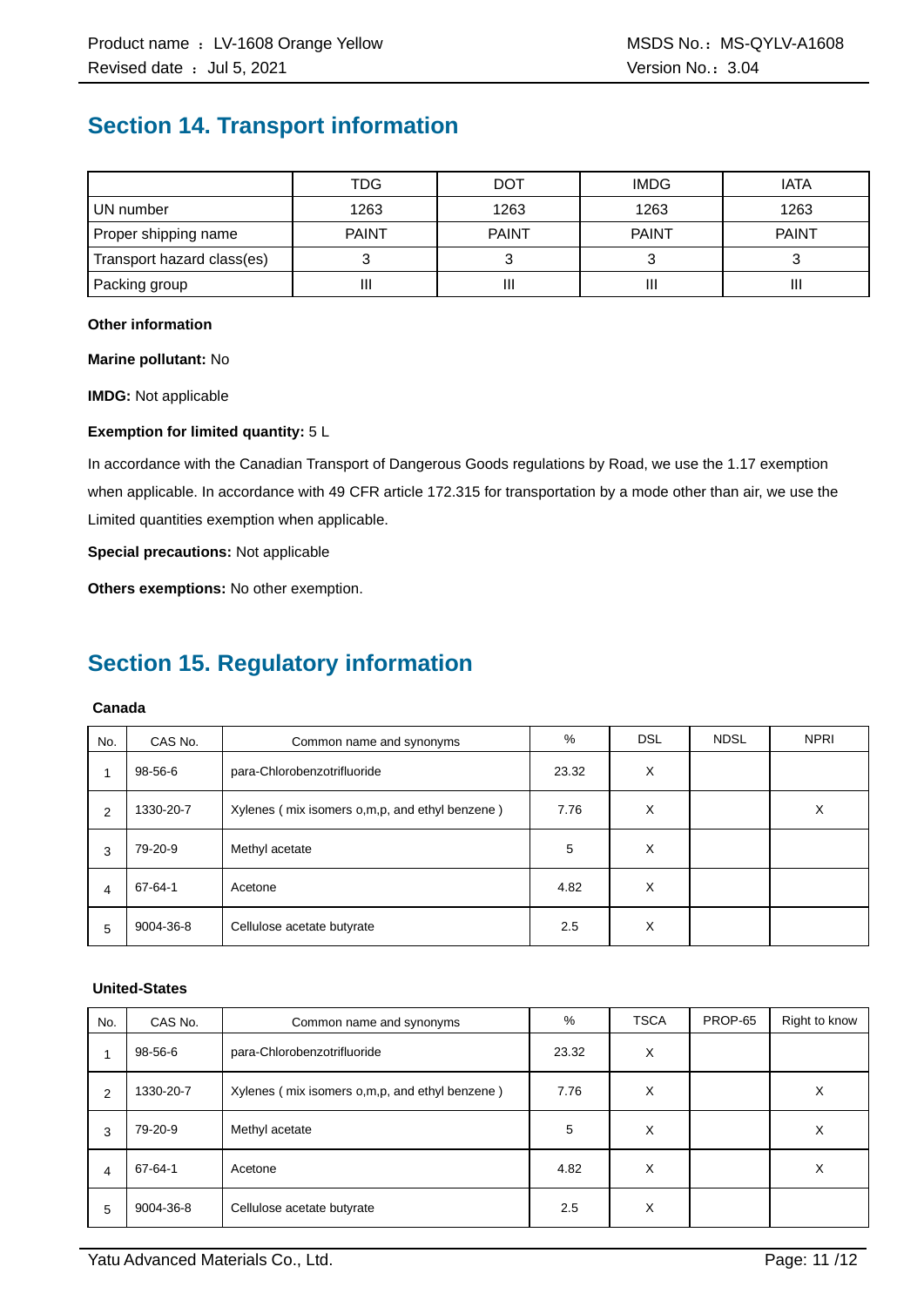## Section 14. Transport information

| | TDG | DOT | IMDG | IATA |
|---|---|---|---|---|
| UN number | 1263 | 1263 | 1263 | 1263 |
| Proper shipping name | PAINT | PAINT | PAINT | PAINT |
| Transport hazard class(es) | 3 | 3 | 3 | 3 |
| Packing group | III | III | III | III |

**Other information**

**Marine pollutant:** No

**IMDG:** Not applicable

**Exemption for limited quantity:** 5 L

In accordance with the Canadian Transport of Dangerous Goods regulations by Road, we use the 1.17 exemption when applicable. In accordance with 49 CFR article 172.315 for transportation by a mode other than air, we use the Limited quantities exemption when applicable.

**Special precautions:** Not applicable

**Others exemptions:** No other exemption.

## Section 15. Regulatory information

**Canada**

| No. | CAS No. | Common name and synonyms | % | DSL | NDSL | NPRI |
|---|---|---|---|---|---|---|
| 1 | 98-56-6 | para-Chlorobenzotrifluoride | 23.32 | X | | |
| 2 | 1330-20-7 | Xylenes ( mix isomers o,m,p, and ethyl benzene ) | 7.76 | X | | X |
| 3 | 79-20-9 | Methyl acetate | 5 | X | | |
| 4 | 67-64-1 | Acetone | 4.82 | X | | |
| 5 | 9004-36-8 | Cellulose acetate butyrate | 2.5 | X | | |

**United-States**

| No. | CAS No. | Common name and synonyms | % | TSCA | PROP-65 | Right to know |
|---|---|---|---|---|---|---|
| 1 | 98-56-6 | para-Chlorobenzotrifluoride | 23.32 | X | | |
| 2 | 1330-20-7 | Xylenes ( mix isomers o,m,p, and ethyl benzene ) | 7.76 | X | | X |
| 3 | 79-20-9 | Methyl acetate | 5 | X | | X |
| 4 | 67-64-1 | Acetone | 4.82 | X | | X |
| 5 | 9004-36-8 | Cellulose acetate butyrate | 2.5 | X | | |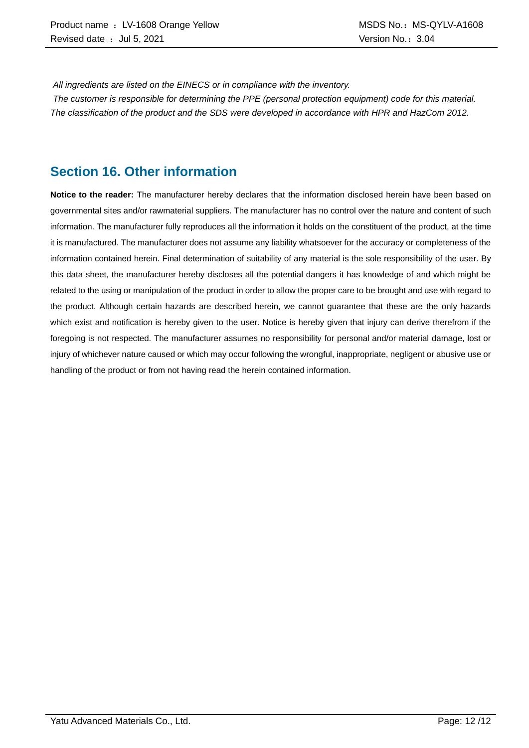*All ingredients are listed on the EINECS or in compliance with the inventory.*

*The customer is responsible for determining the PPE (personal protection equipment) code for this material.*

*The classification of the product and the SDS were developed in accordance with HPR and HazCom 2012.*

## Section 16. Other information

**Notice to the reader:** The manufacturer hereby declares that the information disclosed herein have been based on governmental sites and/or rawmaterial suppliers. The manufacturer has no control over the nature and content of such information. The manufacturer fully reproduces all the information it holds on the constituent of the product, at the time it is manufactured. The manufacturer does not assume any liability whatsoever for the accuracy or completeness of the information contained herein. Final determination of suitability of any material is the sole responsibility of the user. By this data sheet, the manufacturer hereby discloses all the potential dangers it has knowledge of and which might be related to the using or manipulation of the product in order to allow the proper care to be brought and use with regard to the product. Although certain hazards are described herein, we cannot guarantee that these are the only hazards which exist and notification is hereby given to the user. Notice is hereby given that injury can derive therefrom if the foregoing is not respected. The manufacturer assumes no responsibility for personal and/or material damage, lost or injury of whichever nature caused or which may occur following the wrongful, inappropriate, negligent or abusive use or handling of the product or from not having read the herein contained information.